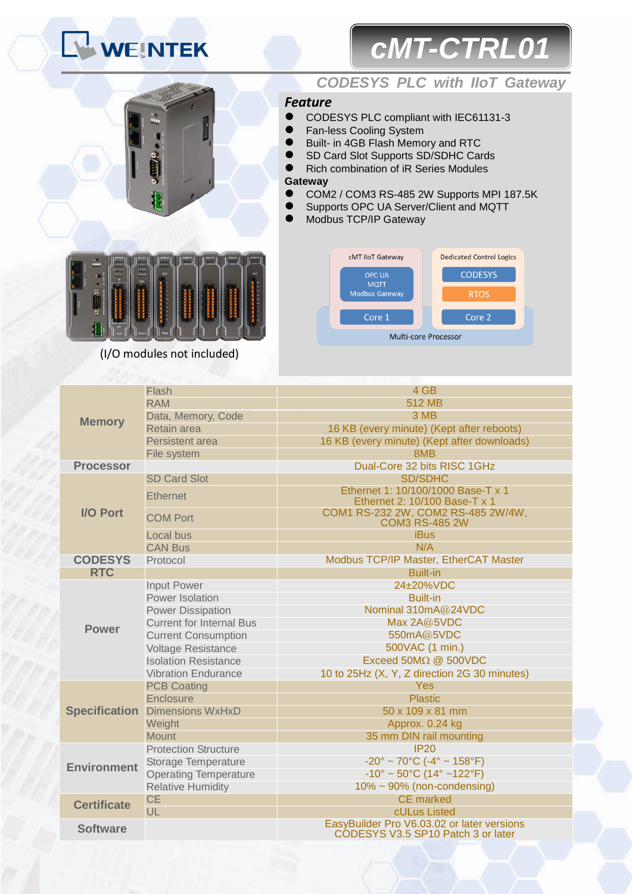# WEINTEK

# cMT-CTRL01

## CODESYS PLC with IIoT Gateway

### Feature

- CODESYS PLC compliant with IEC61131-3
- Fan-less Cooling System
- Built- in 4GB Flash Memory and RTC
- SD Card Slot Supports SD/SDHC Cards
- Rich combination of iR Series Modules

**Gateway**

- COM2 / COM3 RS-485 2W Supports MPI 187.5K
- Supports OPC UA Server/Client and MQTT
- Modbus TCP/IP Gateway

cMT IIoT Gateway: OPC UA, MQTT, Modbus Gateway — Core 1

Dedicated Control Logics: CODESYS, RTOS — Core 2

Multi-core Processor

(I/O modules not included)

| | | |
|---|---|---|
| **Memory** | Flash | 4 GB |
| | RAM | 512 MB |
| | Data, Memory, Code | 3 MB |
| | Retain area | 16 KB (every minute) (Kept after reboots) |
| | Persistent area | 16 KB (every minute) (Kept after downloads) |
| | File system | 8MB |
| **Processor** | | Dual-Core 32 bits RISC 1GHz |
| **I/O Port** | SD Card Slot | SD/SDHC |
| | Ethernet | Ethernet 1: 10/100/1000 Base-T x 1<br>Ethernet 2: 10/100 Base-T x 1 |
| | COM Port | COM1 RS-232 2W, COM2 RS-485 2W/4W, COM3 RS-485 2W |
| | Local bus | iBus |
| | CAN Bus | N/A |
| **CODESYS** | Protocol | Modbus TCP/IP Master, EtherCAT Master |
| **RTC** | | Built-in |
| **Power** | Input Power | 24±20%VDC |
| | Power Isolation | Built-in |
| | Power Dissipation | Nominal 310mA@24VDC |
| | Current for Internal Bus | Max 2A@5VDC |
| | Current Consumption | 550mA@5VDC |
| | Voltage Resistance | 500VAC (1 min.) |
| | Isolation Resistance | Exceed 50MΩ @ 500VDC |
| | Vibration Endurance | 10 to 25Hz (X, Y, Z direction 2G 30 minutes) |
| **Specification** | PCB Coating | Yes |
| | Enclosure | Plastic |
| | Dimensions WxHxD | 50 x 109 x 81 mm |
| | Weight | Approx. 0.24 kg |
| | Mount | 35 mm DIN rail mounting |
| **Environment** | Protection Structure | IP20 |
| | Storage Temperature | -20° ~ 70°C (-4° ~ 158°F) |
| | Operating Temperature | -10° ~ 50°C (14° ~122°F) |
| | Relative Humidity | 10% ~ 90% (non-condensing) |
| **Certificate** | CE | CE marked |
| | UL | cULus Listed |
| **Software** | | EasyBuilder Pro V6.03.02 or later versions<br>CODESYS V3.5 SP10 Patch 3 or later |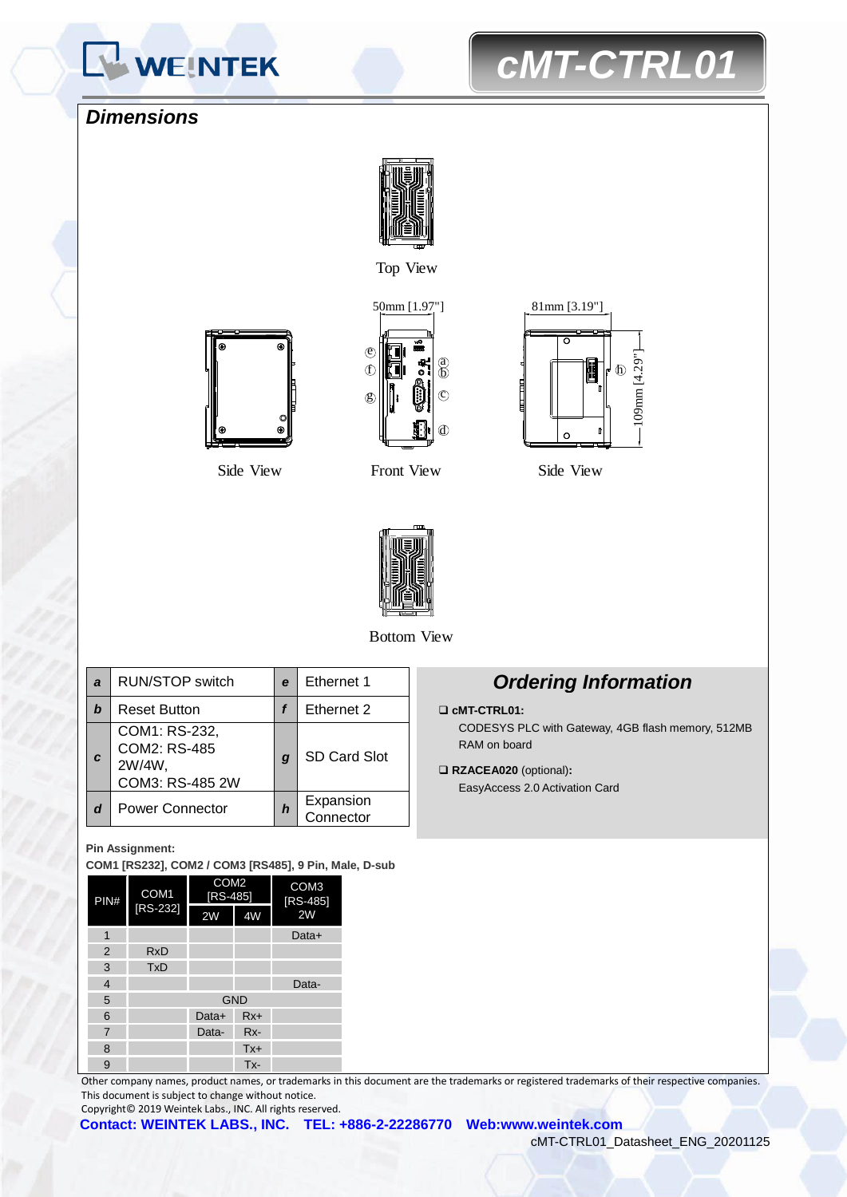## Dimensions

Top View

50mm [1.97"]

81mm [3.19"]

109mm [4.29"]

Side View

Front View

Side View

Bottom View

| | | | |
|---|---|---|---|
| **a** | RUN/STOP switch | **e** | Ethernet 1 |
| **b** | Reset Button | **f** | Ethernet 2 |
| **c** | COM1: RS-232, COM2: RS-485 2W/4W, COM3: RS-485 2W | **g** | SD Card Slot |
| **d** | Power Connector | **h** | Expansion Connector |

## Ordering Information

❑ **cMT-CTRL01:**
CODESYS PLC with Gateway, 4GB flash memory, 512MB RAM on board

❑ **RZACEA020** (optional)**:**
EasyAccess 2.0 Activation Card

**Pin Assignment:**

**COM1 [RS232], COM2 / COM3 [RS485], 9 Pin, Male, D-sub**

| PIN# | COM1 [RS-232] | COM2 [RS-485] | | COM3 [RS-485] 2W |
|---|---|---|---|---|
| | | 2W | 4W | |
| 1 | | | | Data+ |
| 2 | RxD | | | |
| 3 | TxD | | | |
| 4 | | | | Data- |
| 5 | GND | | | |
| 6 | | Data+ | Rx+ | |
| 7 | | Data- | Rx- | |
| 8 | | | Tx+ | |
| 9 | | | Tx- | |

Other company names, product names, or trademarks in this document are the trademarks or registered trademarks of their respective companies.
This document is subject to change without notice.
Copyright© 2019 Weintek Labs., INC. All rights reserved.

**Contact: WEINTEK LABS., INC. TEL: +886-2-22286770 Web:www.weintek.com**

cMT-CTRL01_Datasheet_ENG_20201125